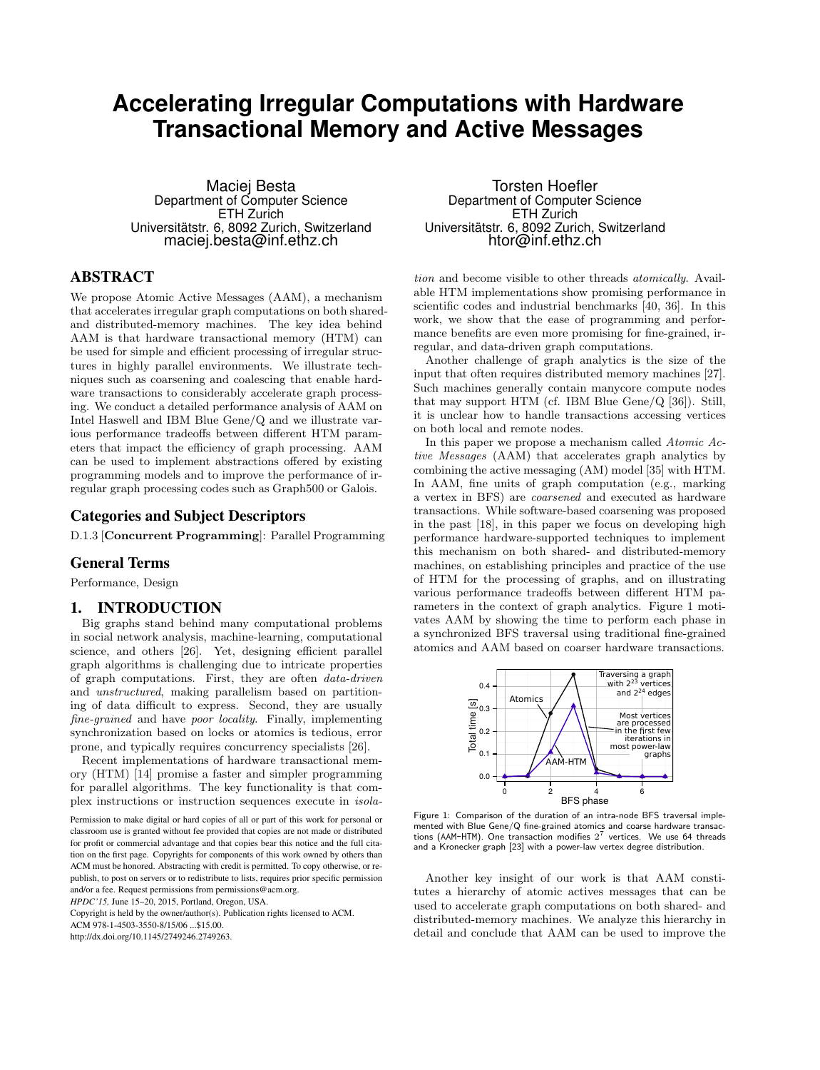# Accelerating Irregular Computations with Hardware Transactional Memory and Active Messages

Maciej Besta
Department of Computer Science
ETH Zurich
Universitätstr. 6, 8092 Zurich, Switzerland
maciej.besta@inf.ethz.ch

Torsten Hoefler
Department of Computer Science
ETH Zurich
Universitätstr. 6, 8092 Zurich, Switzerland
htor@inf.ethz.ch

## ABSTRACT

We propose Atomic Active Messages (AAM), a mechanism that accelerates irregular graph computations on both shared- and distributed-memory machines. The key idea behind AAM is that hardware transactional memory (HTM) can be used for simple and efficient processing of irregular structures in highly parallel environments. We illustrate techniques such as coarsening and coalescing that enable hardware transactions to considerably accelerate graph processing. We conduct a detailed performance analysis of AAM on Intel Haswell and IBM Blue Gene/Q and we illustrate various performance tradeoffs between different HTM parameters that impact the efficiency of graph processing. AAM can be used to implement abstractions offered by existing programming models and to improve the performance of irregular graph processing codes such as Graph500 or Galois.

## Categories and Subject Descriptors

D.1.3 [**Concurrent Programming**]: Parallel Programming

## General Terms

Performance, Design

## 1. INTRODUCTION

Big graphs stand behind many computational problems in social network analysis, machine-learning, computational science, and others [26]. Yet, designing efficient parallel graph algorithms is challenging due to intricate properties of graph computations. First, they are often *data-driven* and *unstructured*, making parallelism based on partitioning of data difficult to express. Second, they are usually *fine-grained* and have *poor locality*. Finally, implementing synchronization based on locks or atomics is tedious, error prone, and typically requires concurrency specialists [26].

Recent implementations of hardware transactional memory (HTM) [14] promise a faster and simpler programming for parallel algorithms. The key functionality is that complex instructions or instruction sequences execute in *isolation* and become visible to other threads *atomically*. Available HTM implementations show promising performance in scientific codes and industrial benchmarks [40, 36]. In this work, we show that the ease of programming and performance benefits are even more promising for fine-grained, irregular, and data-driven graph computations.

Another challenge of graph analytics is the size of the input that often requires distributed memory machines [27]. Such machines generally contain manycore compute nodes that may support HTM (cf. IBM Blue Gene/Q [36]). Still, it is unclear how to handle transactions accessing vertices on both local and remote nodes.

In this paper we propose a mechanism called *Atomic Active Messages* (AAM) that accelerates graph analytics by combining the active messaging (AM) model [35] with HTM. In AAM, fine units of graph computation (e.g., marking a vertex in BFS) are *coarsened* and executed as hardware transactions. While software-based coarsening was proposed in the past [18], in this paper we focus on developing high performance hardware-supported techniques to implement this mechanism on both shared- and distributed-memory machines, on establishing principles and practice of the use of HTM for the processing of graphs, and on illustrating various performance tradeoffs between different HTM parameters in the context of graph analytics. Figure 1 motivates AAM by showing the time to perform each phase in a synchronized BFS traversal using traditional fine-grained atomics and AAM based on coarser hardware transactions.

Figure 1: Comparison of the duration of an intra-node BFS traversal implemented with Blue Gene/Q fine-grained atomics and coarse hardware transactions (AAM-HTM). One transaction modifies $2^7$ vertices. We use 64 threads and a Kronecker graph [23] with a power-law vertex degree distribution.

Another key insight of our work is that AAM constitutes a hierarchy of atomic actives messages that can be used to accelerate graph computations on both shared- and distributed-memory machines. We analyze this hierarchy in detail and conclude that AAM can be used to improve the

Permission to make digital or hard copies of all or part of this work for personal or classroom use is granted without fee provided that copies are not made or distributed for profit or commercial advantage and that copies bear this notice and the full citation on the first page. Copyrights for components of this work owned by others than ACM must be honored. Abstracting with credit is permitted. To copy otherwise, or republish, to post on servers or to redistribute to lists, requires prior specific permission and/or a fee. Request permissions from permissions@acm.org.
*HPDC'15*, June 15–20, 2015, Portland, Oregon, USA.
Copyright is held by the owner/author(s). Publication rights licensed to ACM.
ACM 978-1-4503-3550-8/15/06 ...$15.00.
http://dx.doi.org/10.1145/2749246.2749263.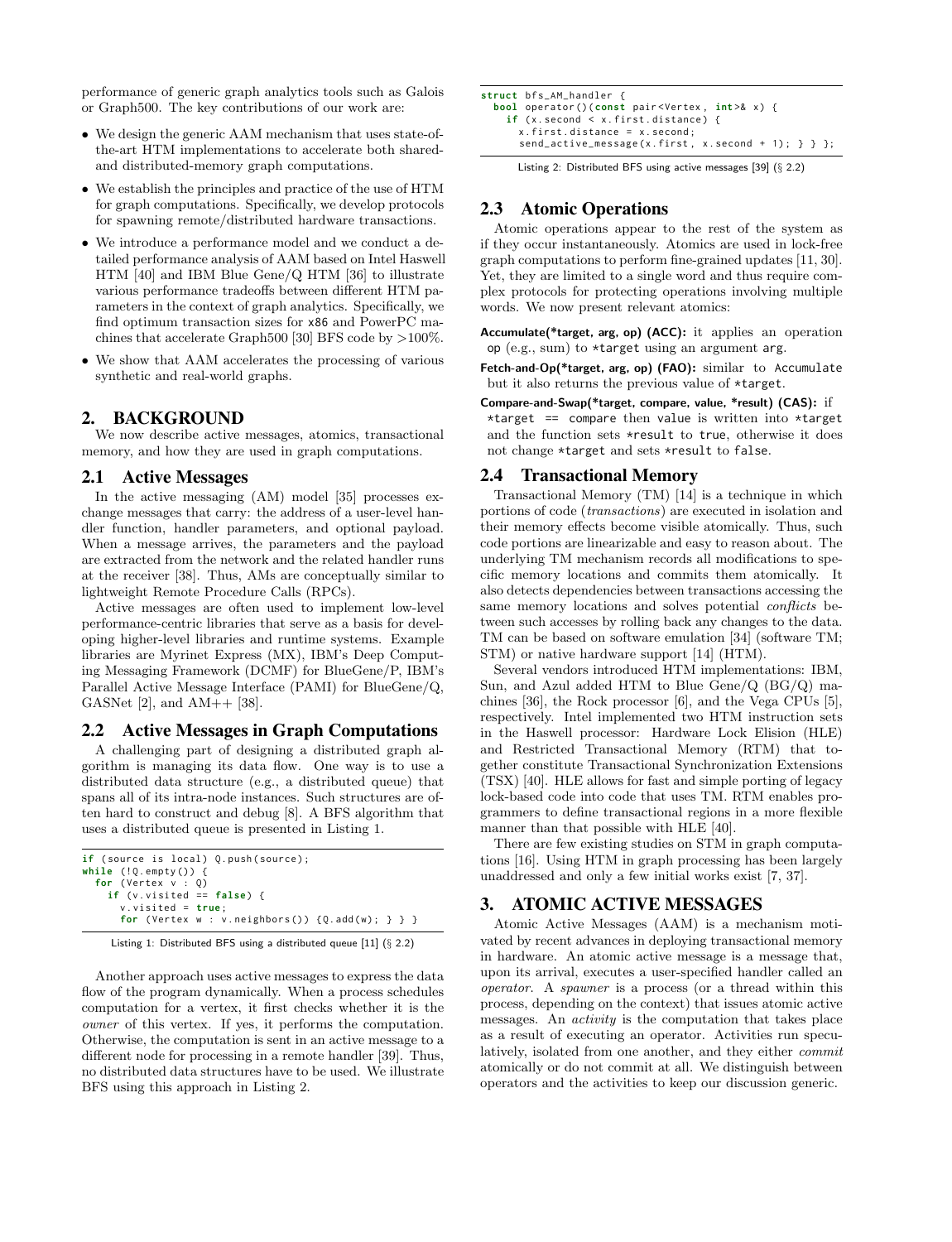performance of generic graph analytics tools such as Galois or Graph500. The key contributions of our work are:

- We design the generic AAM mechanism that uses state-of-the-art HTM implementations to accelerate both shared- and distributed-memory graph computations.
- We establish the principles and practice of the use of HTM for graph computations. Specifically, we develop protocols for spawning remote/distributed hardware transactions.
- We introduce a performance model and we conduct a detailed performance analysis of AAM based on Intel Haswell HTM [40] and IBM Blue Gene/Q HTM [36] to illustrate various performance tradeoffs between different HTM parameters in the context of graph analytics. Specifically, we find optimum transaction sizes for x86 and PowerPC machines that accelerate Graph500 [30] BFS code by >100%.
- We show that AAM accelerates the processing of various synthetic and real-world graphs.

## 2. BACKGROUND

We now describe active messages, atomics, transactional memory, and how they are used in graph computations.

### 2.1 Active Messages

In the active messaging (AM) model [35] processes exchange messages that carry: the address of a user-level handler function, handler parameters, and optional payload. When a message arrives, the parameters and the payload are extracted from the network and the related handler runs at the receiver [38]. Thus, AMs are conceptually similar to lightweight Remote Procedure Calls (RPCs).

Active messages are often used to implement low-level performance-centric libraries that serve as a basis for developing higher-level libraries and runtime systems. Example libraries are Myrinet Express (MX), IBM's Deep Computing Messaging Framework (DCMF) for BlueGene/P, IBM's Parallel Active Message Interface (PAMI) for BlueGene/Q, GASNet [2], and AM++ [38].

### 2.2 Active Messages in Graph Computations

A challenging part of designing a distributed graph algorithm is managing its data flow. One way is to use a distributed data structure (e.g., a distributed queue) that spans all of its intra-node instances. Such structures are often hard to construct and debug [8]. A BFS algorithm that uses a distributed queue is presented in Listing 1.

```
if (source is local) Q.push(source);
while (!Q.empty()) {
  for (Vertex v : Q)
    if (v.visited == false) {
      v.visited = true;
      for (Vertex w : v.neighbors()) {Q.add(w); } } }
```

Listing 1: Distributed BFS using a distributed queue [11] (§ 2.2)

Another approach uses active messages to express the data flow of the program dynamically. When a process schedules computation for a vertex, it first checks whether it is the *owner* of this vertex. If yes, it performs the computation. Otherwise, the computation is sent in an active message to a different node for processing in a remote handler [39]. Thus, no distributed data structures have to be used. We illustrate BFS using this approach in Listing 2.

```
struct bfs_AM_handler {
  bool operator()(const pair<Vertex, int>& x) {
    if (x.second < x.first.distance) {
      x.first.distance = x.second;
      send_active_message(x.first, x.second + 1); } } };
```

Listing 2: Distributed BFS using active messages [39] (§ 2.2)

### 2.3 Atomic Operations

Atomic operations appear to the rest of the system as if they occur instantaneously. Atomics are used in lock-free graph computations to perform fine-grained updates [11, 30]. Yet, they are limited to a single word and thus require complex protocols for protecting operations involving multiple words. We now present relevant atomics:

**Accumulate(*target, arg, op) (ACC):** it applies an operation op (e.g., sum) to *target using an argument arg.

**Fetch-and-Op(*target, arg, op) (FAO):** similar to Accumulate but it also returns the previous value of *target.

**Compare-and-Swap(*target, compare, value, *result) (CAS):** if *target == compare then value is written into *target and the function sets *result to true, otherwise it does not change *target and sets *result to false.

### 2.4 Transactional Memory

Transactional Memory (TM) [14] is a technique in which portions of code (*transactions*) are executed in isolation and their memory effects become visible atomically. Thus, such code portions are linearizable and easy to reason about. The underlying TM mechanism records all modifications to specific memory locations and commits them atomically. It also detects dependencies between transactions accessing the same memory locations and solves potential *conflicts* between such accesses by rolling back any changes to the data. TM can be based on software emulation [34] (software TM; STM) or native hardware support [14] (HTM).

Several vendors introduced HTM implementations: IBM, Sun, and Azul added HTM to Blue Gene/Q (BG/Q) machines [36], the Rock processor [6], and the Vega CPUs [5], respectively. Intel implemented two HTM instruction sets in the Haswell processor: Hardware Lock Elision (HLE) and Restricted Transactional Memory (RTM) that together constitute Transactional Synchronization Extensions (TSX) [40]. HLE allows for fast and simple porting of legacy lock-based code into code that uses TM. RTM enables programmers to define transactional regions in a more flexible manner than that possible with HLE [40].

There are few existing studies on STM in graph computations [16]. Using HTM in graph processing has been largely unaddressed and only a few initial works exist [7, 37].

## 3. ATOMIC ACTIVE MESSAGES

Atomic Active Messages (AAM) is a mechanism motivated by recent advances in deploying transactional memory in hardware. An atomic active message is a message that, upon its arrival, executes a user-specified handler called an *operator*. A *spawner* is a process (or a thread within this process, depending on the context) that issues atomic active messages. An *activity* is the computation that takes place as a result of executing an operator. Activities run speculatively, isolated from one another, and they either *commit* atomically or do not commit at all. We distinguish between operators and the activities to keep our discussion generic.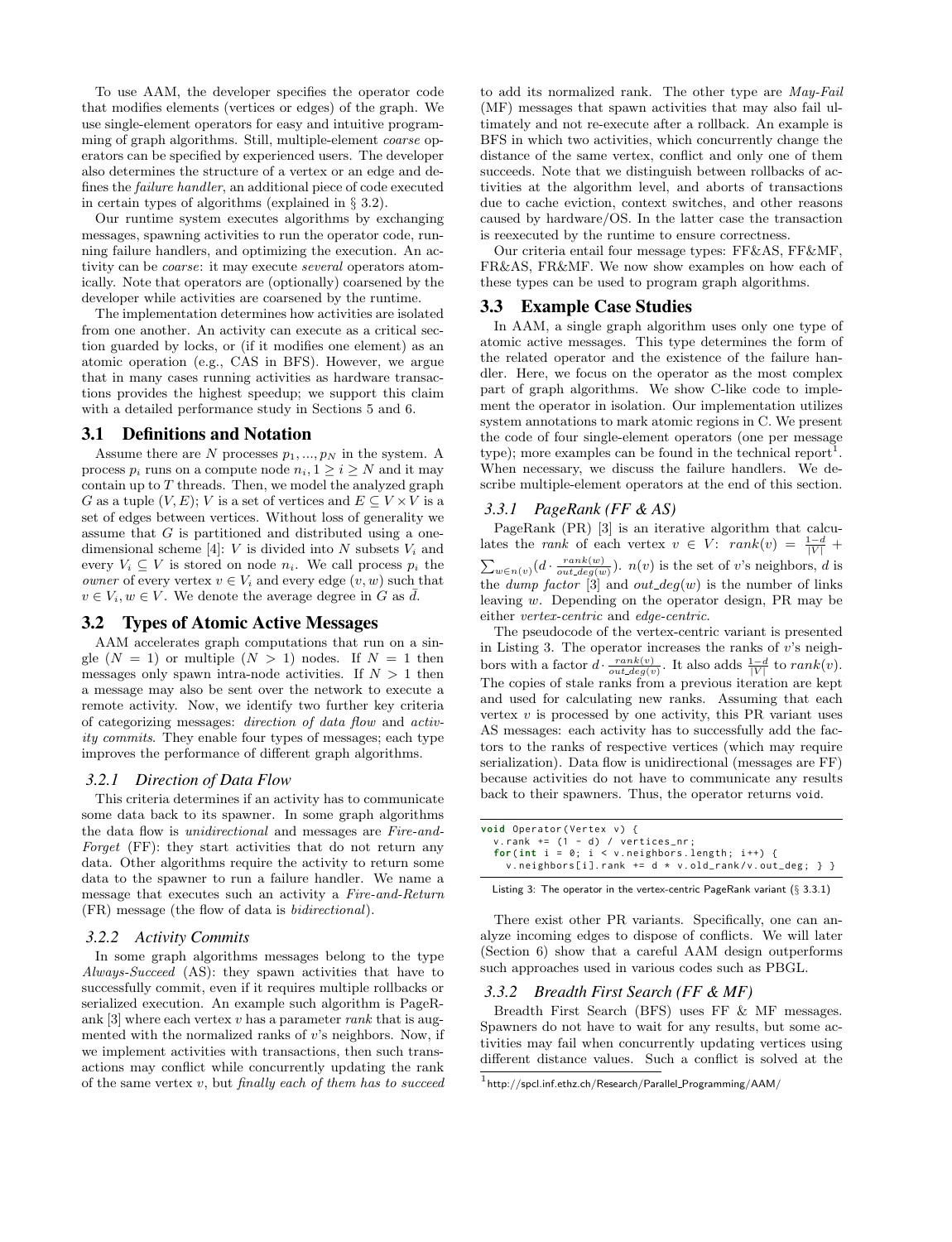To use AAM, the developer specifies the operator code that modifies elements (vertices or edges) of the graph. We use single-element operators for easy and intuitive programming of graph algorithms. Still, multiple-element *coarse* operators can be specified by experienced users. The developer also determines the structure of a vertex or an edge and defines the *failure handler*, an additional piece of code executed in certain types of algorithms (explained in § 3.2).

Our runtime system executes algorithms by exchanging messages, spawning activities to run the operator code, running failure handlers, and optimizing the execution. An activity can be *coarse*: it may execute *several* operators atomically. Note that operators are (optionally) coarsened by the developer while activities are coarsened by the runtime.

The implementation determines how activities are isolated from one another. An activity can execute as a critical section guarded by locks, or (if it modifies one element) as an atomic operation (e.g., CAS in BFS). However, we argue that in many cases running activities as hardware transactions provides the highest speedup; we support this claim with a detailed performance study in Sections 5 and 6.

## 3.1 Definitions and Notation

Assume there are $N$ processes $p_1, ..., p_N$ in the system. A process $p_i$ runs on a compute node $n_i, 1 \geq i \geq N$ and it may contain up to $T$ threads. Then, we model the analyzed graph $G$ as a tuple $(V, E)$; $V$ is a set of vertices and $E \subseteq V \times V$ is a set of edges between vertices. Without loss of generality we assume that $G$ is partitioned and distributed using a one-dimensional scheme [4]: $V$ is divided into $N$ subsets $V_i$ and every $V_i \subseteq V$ is stored on node $n_i$. We call process $p_i$ the *owner* of every vertex $v \in V_i$ and every edge $(v, w)$ such that $v \in V_i, w \in V$. We denote the average degree in $G$ as $\bar{d}$.

## 3.2 Types of Atomic Active Messages

AAM accelerates graph computations that run on a single ($N = 1$) or multiple ($N > 1$) nodes. If $N = 1$ then messages only spawn intra-node activities. If $N > 1$ then a message may also be sent over the network to execute a remote activity. Now, we identify two further key criteria of categorizing messages: *direction of data flow* and *activity commits*. They enable four types of messages; each type improves the performance of different graph algorithms.

### 3.2.1 Direction of Data Flow

This criteria determines if an activity has to communicate some data back to its spawner. In some graph algorithms the data flow is *unidirectional* and messages are *Fire-and-Forget* (FF): they start activities that do not return any data. Other algorithms require the activity to return some data to the spawner to run a failure handler. We name a message that executes such an activity a *Fire-and-Return* (FR) message (the flow of data is *bidirectional*).

### 3.2.2 Activity Commits

In some graph algorithms messages belong to the type *Always-Succeed* (AS): they spawn activities that have to successfully commit, even if it requires multiple rollbacks or serialized execution. An example such algorithm is PageRank [3] where each vertex $v$ has a parameter *rank* that is augmented with the normalized ranks of $v$'s neighbors. Now, if we implement activities with transactions, then such transactions may conflict while concurrently updating the rank of the same vertex $v$, but *finally each of them has to succeed* to add its normalized rank. The other type are *May-Fail* (MF) messages that spawn activities that may also fail ultimately and not re-execute after a rollback. An example is BFS in which two activities, which concurrently change the distance of the same vertex, conflict and only one of them succeeds. Note that we distinguish between rollbacks of activities at the algorithm level, and aborts of transactions due to cache eviction, context switches, and other reasons caused by hardware/OS. In the latter case the transaction is reexecuted by the runtime to ensure correctness.

Our criteria entail four message types: FF&AS, FF&MF, FR&AS, FR&MF. We now show examples on how each of these types can be used to program graph algorithms.

## 3.3 Example Case Studies

In AAM, a single graph algorithm uses only one type of atomic active messages. This type determines the form of the related operator and the existence of the failure handler. Here, we focus on the operator as the most complex part of graph algorithms. We show C-like code to implement the operator in isolation. Our implementation utilizes system annotations to mark atomic regions in C. We present the code of four single-element operators (one per message type); more examples can be found in the technical report[1]. When necessary, we discuss the failure handlers. We describe multiple-element operators at the end of this section.

### 3.3.1 PageRank (FF & AS)

PageRank (PR) [3] is an iterative algorithm that calculates the *rank* of each vertex $v \in V$: $rank(v) = \frac{1-d}{|V|} + \sum_{w \in n(v)} (d \cdot \frac{rank(w)}{out\_deg(w)})$. $n(v)$ is the set of $v$'s neighbors, $d$ is the *dump factor* [3] and $out\_deg(w)$ is the number of links leaving $w$. Depending on the operator design, PR may be either *vertex-centric* and *edge-centric*.

The pseudocode of the vertex-centric variant is presented in Listing 3. The operator increases the ranks of $v$'s neighbors with a factor $d \cdot \frac{rank(v)}{out\_deg(v)}$. It also adds $\frac{1-d}{|V|}$ to $rank(v)$. The copies of stale ranks from a previous iteration are kept and used for calculating new ranks. Assuming that each vertex $v$ is processed by one activity, this PR variant uses AS messages: each activity has to successfully add the factors to the ranks of respective vertices (which may require serialization). Data flow is unidirectional (messages are FF) because activities do not have to communicate any results back to their spawners. Thus, the operator returns `void`.

```
void Operator(Vertex v) {
  v.rank += (1 - d) / vertices_nr;
  for(int i = 0; i < v.neighbors.length; i++) {
    v.neighbors[i].rank += d * v.old_rank/v.out_deg; } }
```

Listing 3: The operator in the vertex-centric PageRank variant (§ 3.3.1)

There exist other PR variants. Specifically, one can analyze incoming edges to dispose of conflicts. We will later (Section 6) show that a careful AAM design outperforms such approaches used in various codes such as PBGL.

### 3.3.2 Breadth First Search (FF & MF)

Breadth First Search (BFS) uses FF & MF messages. Spawners do not have to wait for any results, but some activities may fail when concurrently updating vertices using different distance values. Such a conflict is solved at the

[1] http://spcl.inf.ethz.ch/Research/Parallel_Programming/AAM/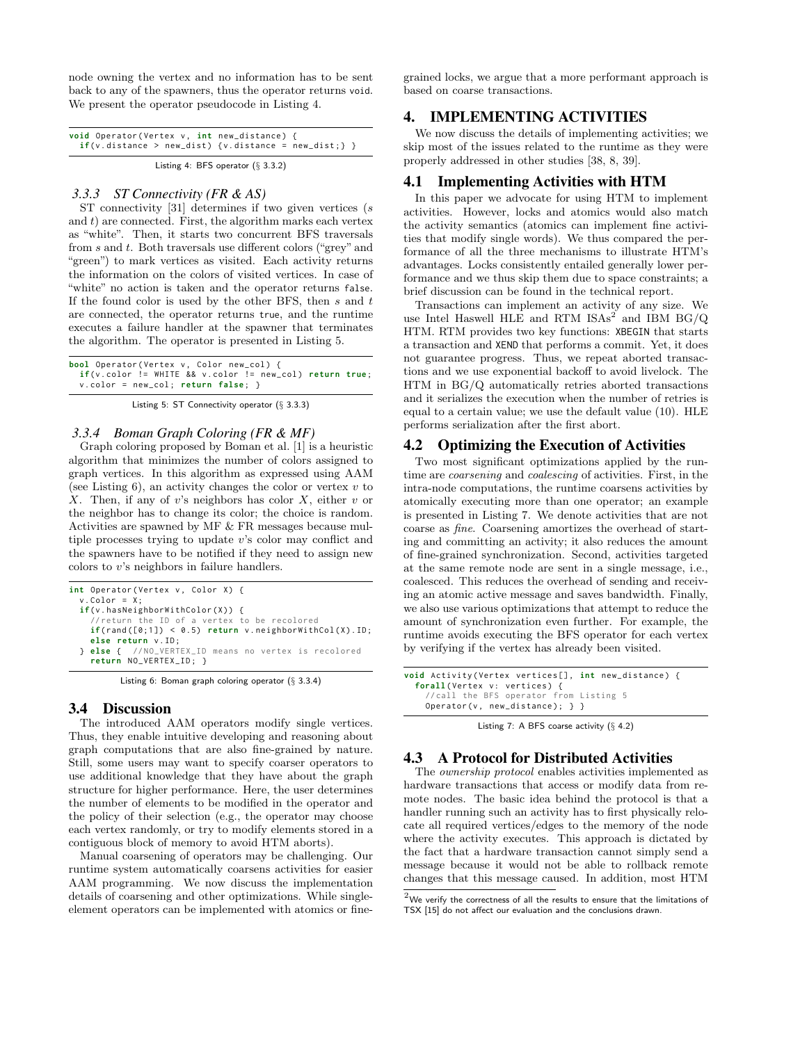node owning the vertex and no information has to be sent back to any of the spawners, thus the operator returns `void`. We present the operator pseudocode in Listing 4.

```
void Operator(Vertex v, int new_distance) {
  if(v.distance > new_dist) {v.distance = new_dist;} }
```

Listing 4: BFS operator (§ 3.3.2)

### 3.3.3 ST Connectivity (FR & AS)

ST connectivity [31] determines if two given vertices ($s$ and $t$) are connected. First, the algorithm marks each vertex as "white". Then, it starts two concurrent BFS traversals from $s$ and $t$. Both traversals use different colors ("grey" and "green") to mark vertices as visited. Each activity returns the information on the colors of visited vertices. In case of "white" no action is taken and the operator returns `false`. If the found color is used by the other BFS, then $s$ and $t$ are connected, the operator returns `true`, and the runtime executes a failure handler at the spawner that terminates the algorithm. The operator is presented in Listing 5.

```
bool Operator(Vertex v, Color new_col) {
  if(v.color != WHITE && v.color != new_col) return true;
  v.color = new_col; return false; }
```

Listing 5: ST Connectivity operator (§ 3.3.3)

### 3.3.4 Boman Graph Coloring (FR & MF)

Graph coloring proposed by Boman et al. [1] is a heuristic algorithm that minimizes the number of colors assigned to graph vertices. In this algorithm as expressed using AAM (see Listing 6), an activity changes the color or vertex $v$ to $X$. Then, if any of $v$'s neighbors has color $X$, either $v$ or the neighbor has to change its color; the choice is random. Activities are spawned by MF & FR messages because multiple processes trying to update $v$'s color may conflict and the spawners have to be notified if they need to assign new colors to $v$'s neighbors in failure handlers.

```
int Operator(Vertex v, Color X) {
  v.Color = X;
  if(v.hasNeighborWithColor(X)) {
    //return the ID of a vertex to be recolored
    if(rand([0;1]) < 0.5) return v.neighborWithCol(X).ID;
    else return v.ID;
  } else {  //NO_VERTEX_ID means no vertex is recolored
    return NO_VERTEX_ID; }
```

Listing 6: Boman graph coloring operator (§ 3.3.4)

## 3.4 Discussion

The introduced AAM operators modify single vertices. Thus, they enable intuitive developing and reasoning about graph computations that are also fine-grained by nature. Still, some users may want to specify coarser operators to use additional knowledge that they have about the graph structure for higher performance. Here, the user determines the number of elements to be modified in the operator and the policy of their selection (e.g., the operator may choose each vertex randomly, or try to modify elements stored in a contiguous block of memory to avoid HTM aborts).

Manual coarsening of operators may be challenging. Our runtime system automatically coarsens activities for easier AAM programming. We now discuss the implementation details of coarsening and other optimizations. While single-element operators can be implemented with atomics or fine-grained locks, we argue that a more performant approach is based on coarse transactions.

# 4. IMPLEMENTING ACTIVITIES

We now discuss the details of implementing activities; we skip most of the issues related to the runtime as they were properly addressed in other studies [38, 8, 39].

## 4.1 Implementing Activities with HTM

In this paper we advocate for using HTM to implement activities. However, locks and atomics would also match the activity semantics (atomics can implement fine activities that modify single words). We thus compared the performance of all the three mechanisms to illustrate HTM's advantages. Locks consistently entailed generally lower performance and we thus skip them due to space constraints; a brief discussion can be found in the technical report.

Transactions can implement an activity of any size. We use Intel Haswell HLE and RTM ISAs[2] and IBM BG/Q HTM. RTM provides two key functions: `XBEGIN` that starts a transaction and `XEND` that performs a commit. Yet, it does not guarantee progress. Thus, we repeat aborted transactions and we use exponential backoff to avoid livelock. The HTM in BG/Q automatically retries aborted transactions and it serializes the execution when the number of retries is equal to a certain value; we use the default value (10). HLE performs serialization after the first abort.

## 4.2 Optimizing the Execution of Activities

Two most significant optimizations applied by the runtime are *coarsening* and *coalescing* of activities. First, in the intra-node computations, the runtime coarsens activities by atomically executing more than one operator; an example is presented in Listing 7. We denote activities that are not coarse as *fine*. Coarsening amortizes the overhead of starting and committing an activity; it also reduces the amount of fine-grained synchronization. Second, activities targeted at the same remote node are sent in a single message, i.e., coalesced. This reduces the overhead of sending and receiving an atomic active message and saves bandwidth. Finally, we also use various optimizations that attempt to reduce the amount of synchronization even further. For example, the runtime avoids executing the BFS operator for each vertex by verifying if the vertex has already been visited.

```
void Activity(Vertex vertices[], int new_distance) {
  forall(Vertex v: vertices) {
    //call the BFS operator from Listing 5
    Operator(v, new_distance); } }
```

Listing 7: A BFS coarse activity (§ 4.2)

## 4.3 A Protocol for Distributed Activities

The *ownership protocol* enables activities implemented as hardware transactions that access or modify data from remote nodes. The basic idea behind the protocol is that a handler running such an activity has to first physically relocate all required vertices/edges to the memory of the node where the activity executes. This approach is dictated by the fact that a hardware transaction cannot simply send a message because it would not be able to rollback remote changes that this message caused. In addition, most HTM

[2] We verify the correctness of all the results to ensure that the limitations of TSX [15] do not affect our evaluation and the conclusions drawn.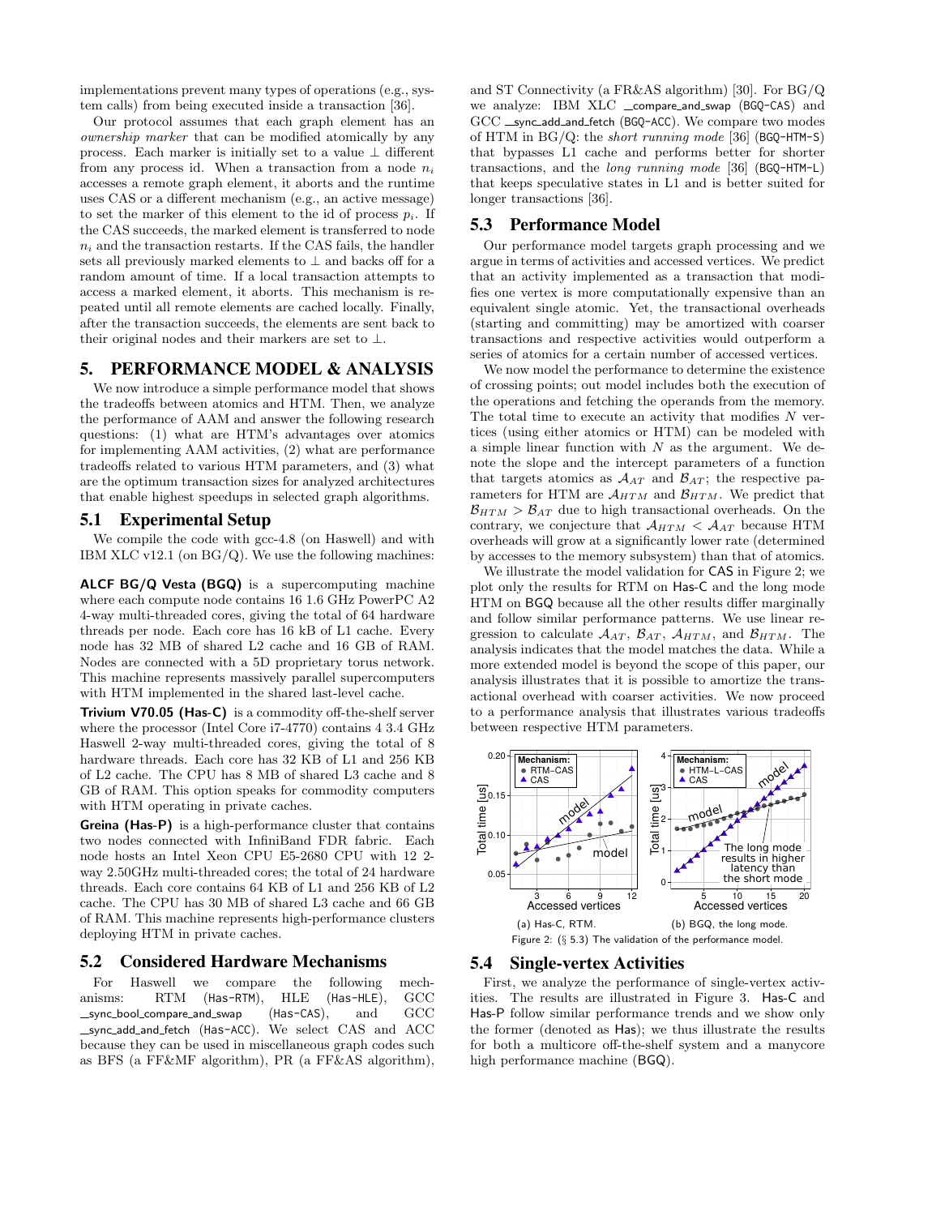implementations prevent many types of operations (e.g., system calls) from being executed inside a transaction [36].

Our protocol assumes that each graph element has an *ownership marker* that can be modified atomically by any process. Each marker is initially set to a value $\perp$ different from any process id. When a transaction from a node $n_i$ accesses a remote graph element, it aborts and the runtime uses CAS or a different mechanism (e.g., an active message) to set the marker of this element to the id of process $p_i$. If the CAS succeeds, the marked element is transferred to node $n_i$ and the transaction restarts. If the CAS fails, the handler sets all previously marked elements to $\perp$ and backs off for a random amount of time. If a local transaction attempts to access a marked element, it aborts. This mechanism is repeated until all remote elements are cached locally. Finally, after the transaction succeeds, the elements are sent back to their original nodes and their markers are set to $\perp$.

## 5. PERFORMANCE MODEL & ANALYSIS

We now introduce a simple performance model that shows the tradeoffs between atomics and HTM. Then, we analyze the performance of AAM and answer the following research questions: (1) what are HTM's advantages over atomics for implementing AAM activities, (2) what are performance tradeoffs related to various HTM parameters, and (3) what are the optimum transaction sizes for analyzed architectures that enable highest speedups in selected graph algorithms.

### 5.1 Experimental Setup

We compile the code with gcc-4.8 (on Haswell) and with IBM XLC v12.1 (on BG/Q). We use the following machines:

**ALCF BG/Q Vesta (BGQ)** is a supercomputing machine where each compute node contains 16 1.6 GHz PowerPC A2 4-way multi-threaded cores, giving the total of 64 hardware threads per node. Each core has 16 kB of L1 cache. Every node has 32 MB of shared L2 cache and 16 GB of RAM. Nodes are connected with a 5D proprietary torus network. This machine represents massively parallel supercomputers with HTM implemented in the shared last-level cache.

**Trivium V70.05 (Has-C)** is a commodity off-the-shelf server where the processor (Intel Core i7-4770) contains 4 3.4 GHz Haswell 2-way multi-threaded cores, giving the total of 8 hardware threads. Each core has 32 KB of L1 and 256 KB of L2 cache. The CPU has 8 MB of shared L3 cache and 8 GB of RAM. This option speaks for commodity computers with HTM operating in private caches.

**Greina (Has-P)** is a high-performance cluster that contains two nodes connected with InfiniBand FDR fabric. Each node hosts an Intel Xeon CPU E5-2680 CPU with 12 2-way 2.50GHz multi-threaded cores; the total of 24 hardware threads. Each core contains 64 KB of L1 and 256 KB of L2 cache. The CPU has 30 MB of shared L3 cache and 66 GB of RAM. This machine represents high-performance clusters deploying HTM in private caches.

### 5.2 Considered Hardware Mechanisms

For Haswell we compare the following mechanisms: RTM (Has-RTM), HLE (Has-HLE), GCC __sync_bool_compare_and_swap (Has-CAS), and GCC __sync_add_and_fetch (Has-ACC). We select CAS and ACC because they can be used in miscellaneous graph codes such as BFS (a FF&MF algorithm), PR (a FF&AS algorithm), and ST Connectivity (a FR&AS algorithm) [30]. For BG/Q we analyze: IBM XLC __compare_and_swap (BGQ-CAS) and GCC __sync_add_and_fetch (BGQ-ACC). We compare two modes of HTM in BG/Q: the *short running mode* [36] (BGQ-HTM-S) that bypasses L1 cache and performs better for shorter transactions, and the *long running mode* [36] (BGQ-HTM-L) that keeps speculative states in L1 and is better suited for longer transactions [36].

### 5.3 Performance Model

Our performance model targets graph processing and we argue in terms of activities and accessed vertices. We predict that an activity implemented as a transaction that modifies one vertex is more computationally expensive than an equivalent single atomic. Yet, the transactional overheads (starting and committing) may be amortized with coarser transactions and respective activities would outperform a series of atomics for a certain number of accessed vertices.

We now model the performance to determine the existence of crossing points; out model includes both the execution of the operations and fetching the operands from the memory. The total time to execute an activity that modifies $N$ vertices (using either atomics or HTM) can be modeled with a simple linear function with $N$ as the argument. We denote the slope and the intercept parameters of a function that targets atomics as $\mathcal{A}_{AT}$ and $\mathcal{B}_{AT}$; the respective parameters for HTM are $\mathcal{A}_{HTM}$ and $\mathcal{B}_{HTM}$. We predict that $\mathcal{B}_{HTM} > \mathcal{B}_{AT}$ due to high transactional overheads. On the contrary, we conjecture that $\mathcal{A}_{HTM} < \mathcal{A}_{AT}$ because HTM overheads will grow at a significantly lower rate (determined by accesses to the memory subsystem) than that of atomics.

We illustrate the model validation for CAS in Figure 2; we plot only the results for RTM on Has-C and the long mode HTM on BGQ because all the other results differ marginally and follow similar performance patterns. We use linear regression to calculate $\mathcal{A}_{AT}$, $\mathcal{B}_{AT}$, $\mathcal{A}_{HTM}$, and $\mathcal{B}_{HTM}$. The analysis indicates that the model matches the data. While a more extended model is beyond the scope of this paper, our analysis illustrates that it is possible to amortize the transactional overhead with coarser activities. We now proceed to a performance analysis that illustrates various tradeoffs between respective HTM parameters.

(a) Has-C, RTM. (b) BGQ, the long mode.

Figure 2: (§ 5.3) The validation of the performance model.

### 5.4 Single-vertex Activities

First, we analyze the performance of single-vertex activities. The results are illustrated in Figure 3. Has-C and Has-P follow similar performance trends and we show only the former (denoted as Has); we thus illustrate the results for both a multicore off-the-shelf system and a manycore high performance machine (BGQ).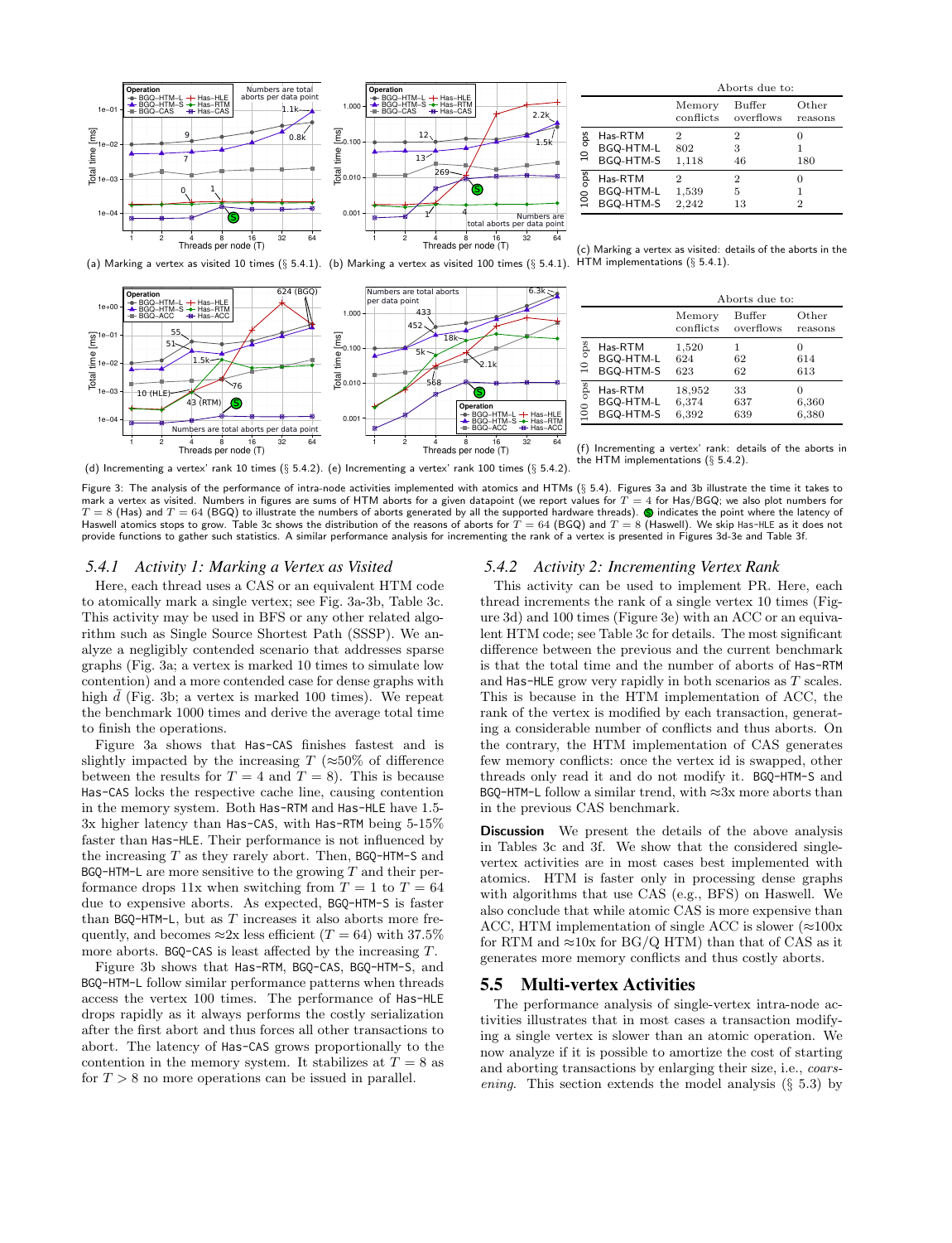|  | | Aborts due to: | | |
|---|---|---|---|---|
| | | Memory conflicts | Buffer overflows | Other reasons |
| 10 ops | Has-RTM | 2 | 2 | 0 |
| | BGQ-HTM-L | 802 | 3 | 1 |
| | BGQ-HTM-S | 1,118 | 46 | 180 |
| 100 ops | Has-RTM | 2 | 2 | 0 |
| | BGQ-HTM-L | 1,539 | 5 | 1 |
| | BGQ-HTM-S | 2,242 | 13 | 2 |

(a) Marking a vertex as visited 10 times (§ 5.4.1). (b) Marking a vertex as visited 100 times (§ 5.4.1). (c) Marking a vertex as visited: details of the aborts in the HTM implementations (§ 5.4.1).

|  | | Aborts due to: | | |
|---|---|---|---|---|
| | | Memory conflicts | Buffer overflows | Other reasons |
| 10 ops | Has-RTM | 1,520 | 1 | 0 |
| | BGQ-HTM-L | 624 | 62 | 614 |
| | BGQ-HTM-S | 623 | 62 | 613 |
| 100 ops | Has-RTM | 18,952 | 33 | 0 |
| | BGQ-HTM-L | 6,374 | 637 | 6,360 |
| | BGQ-HTM-S | 6,392 | 639 | 6,380 |

(d) Incrementing a vertex' rank 10 times (§ 5.4.2). (e) Incrementing a vertex' rank 100 times (§ 5.4.2). (f) Incrementing a vertex' rank: details of the aborts in the HTM implementations (§ 5.4.2).

Figure 3: The analysis of the performance of intra-node activities implemented with atomics and HTMs (§ 5.4). Figures 3a and 3b illustrate the time it takes to mark a vertex as visited. Numbers in figures are sums of HTM aborts for a given datapoint (we report values for $T = 4$ for Has/BGQ; we also plot numbers for $T = 8$ (Has) and $T = 64$ (BGQ) to illustrate the numbers of aborts generated by all the supported hardware threads). (S) indicates the point where the latency of Haswell atomics stops to grow. Table 3c shows the distribution of the reasons of aborts for $T = 64$ (BGQ) and $T = 8$ (Haswell). We skip Has-HLE as it does not provide functions to gather such statistics. A similar performance analysis for incrementing the rank of a vertex is presented in Figures 3d-3e and Table 3f.

### 5.4.1 Activity 1: Marking a Vertex as Visited

Here, each thread uses a CAS or an equivalent HTM code to atomically mark a single vertex; see Fig. 3a-3b, Table 3c. This activity may be used in BFS or any other related algorithm such as Single Source Shortest Path (SSSP). We analyze a negligibly contended scenario that addresses sparse graphs (Fig. 3a; a vertex is marked 10 times to simulate low contention) and a more contended case for dense graphs with high $\bar{d}$ (Fig. 3b; a vertex is marked 100 times). We repeat the benchmark 1000 times and derive the average total time to finish the operations.

Figure 3a shows that Has-CAS finishes fastest and is slightly impacted by the increasing $T$ (≈50% of difference between the results for $T = 4$ and $T = 8$). This is because Has-CAS locks the respective cache line, causing contention in the memory system. Both Has-RTM and Has-HLE have 1.5-3x higher latency than Has-CAS, with Has-RTM being 5-15% faster than Has-HLE. Their performance is not influenced by the increasing $T$ as they rarely abort. Then, BGQ-HTM-S and BGQ-HTM-L are more sensitive to the growing $T$ and their performance drops 11x when switching from $T = 1$ to $T = 64$ due to expensive aborts. As expected, BGQ-HTM-S is faster than BGQ-HTM-L, but as $T$ increases it also aborts more frequently, and becomes ≈2x less efficient ($T = 64$) with 37.5% more aborts. BGQ-CAS is least affected by the increasing $T$.

Figure 3b shows that Has-RTM, BGQ-CAS, BGQ-HTM-S, and BGQ-HTM-L follow similar performance patterns when threads access the vertex 100 times. The performance of Has-HLE drops rapidly as it always performs the costly serialization after the first abort and thus forces all other transactions to abort. The latency of Has-CAS grows proportionally to the contention in the memory system. It stabilizes at $T = 8$ as for $T > 8$ no more operations can be issued in parallel.

### 5.4.2 Activity 2: Incrementing Vertex Rank

This activity can be used to implement PR. Here, each thread increments the rank of a single vertex 10 times (Figure 3d) and 100 times (Figure 3e) with an ACC or an equivalent HTM code; see Table 3c for details. The most significant difference between the previous and the current benchmark is that the total time and the number of aborts of Has-RTM and Has-HLE grow very rapidly in both scenarios as $T$ scales. This is because in the HTM implementation of ACC, the rank of the vertex is modified by each transaction, generating a considerable number of conflicts and thus aborts. On the contrary, the HTM implementation of CAS generates few memory conflicts: once the vertex id is swapped, other threads only read it and do not modify it. BGQ-HTM-S and BGQ-HTM-L follow a similar trend, with ≈3x more aborts than in the previous CAS benchmark.

**Discussion** We present the details of the above analysis in Tables 3c and 3f. We show that the considered single-vertex activities are in most cases best implemented with atomics. HTM is faster only in processing dense graphs with algorithms that use CAS (e.g., BFS) on Haswell. We also conclude that while atomic CAS is more expensive than ACC, HTM implementation of single ACC is slower (≈100x for RTM and ≈10x for BG/Q HTM) than that of CAS as it generates more memory conflicts and thus costly aborts.

## 5.5 Multi-vertex Activities

The performance analysis of single-vertex intra-node activities illustrates that in most cases a transaction modifying a single vertex is slower than an atomic operation. We now analyze if it is possible to amortize the cost of starting and aborting transactions by enlarging their size, i.e., *coarsening*. This section extends the model analysis (§ 5.3) by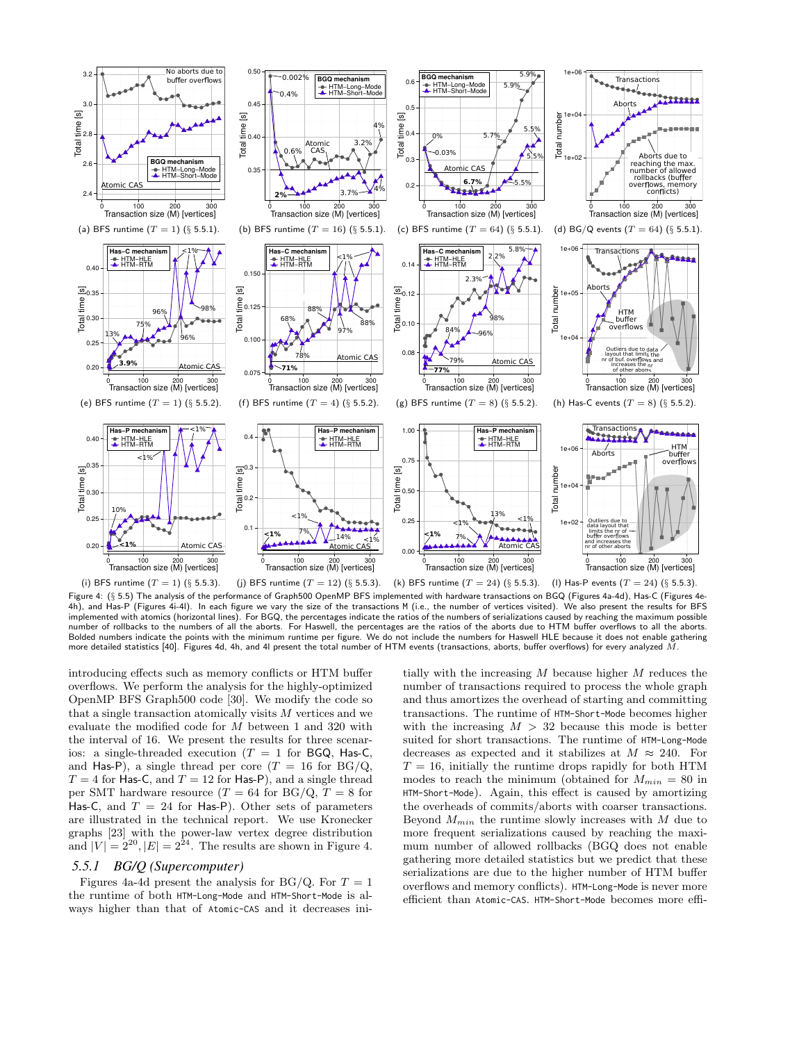(a) BFS runtime ($T = 1$) (§ 5.5.1). (b) BFS runtime ($T = 16$) (§ 5.5.1). (c) BFS runtime ($T = 64$) (§ 5.5.1). (d) BG/Q events ($T = 64$) (§ 5.5.1).

(e) BFS runtime ($T = 1$) (§ 5.5.2). (f) BFS runtime ($T = 4$) (§ 5.5.2). (g) BFS runtime ($T = 8$) (§ 5.5.2). (h) Has-C events ($T = 8$) (§ 5.5.2).

(i) BFS runtime ($T = 1$) (§ 5.5.3). (j) BFS runtime ($T = 12$) (§ 5.5.3). (k) BFS runtime ($T = 24$) (§ 5.5.3). (l) Has-P events ($T = 24$) (§ 5.5.3).

Figure 4: (§ 5.5) The analysis of the performance of Graph500 OpenMP BFS implemented with hardware transactions on BGQ (Figures 4a-4d), Has-C (Figures 4e-4h), and Has-P (Figures 4i-4l). In each figure we vary the size of the transactions M (i.e., the number of vertices visited). We also present the results for BFS implemented with atomics (horizontal lines). For BGQ, the percentages indicate the ratios of the numbers of serializations caused by reaching the maximum possible number of rollbacks to the numbers of all the aborts. For Haswell, the percentages are the ratios of the aborts due to HTM buffer overflows to all the aborts. Bolded numbers indicate the points with the minimum runtime per figure. We do not include the numbers for Haswell HLE because it does not enable gathering more detailed statistics [40]. Figures 4d, 4h, and 4l present the total number of HTM events (transactions, aborts, buffer overflows) for every analyzed $M$.

introducing effects such as memory conflicts or HTM buffer overflows. We perform the analysis for the highly-optimized OpenMP BFS Graph500 code [30]. We modify the code so that a single transaction atomically visits $M$ vertices and we evaluate the modified code for $M$ between 1 and 320 with the interval of 16. We present the results for three scenarios: a single-threaded execution ($T = 1$ for BGQ, Has-C, and Has-P), a single thread per core ($T = 16$ for BG/Q, $T = 4$ for Has-C, and $T = 12$ for Has-P), and a single thread per SMT hardware resource ($T = 64$ for BG/Q, $T = 8$ for Has-C, and $T = 24$ for Has-P). Other sets of parameters are illustrated in the technical report. We use Kronecker graphs [23] with the power-law vertex degree distribution and $|V| = 2^{20}, |E| = 2^{24}$. The results are shown in Figure 4.

### 5.5.1 BG/Q (Supercomputer)

Figures 4a-4d present the analysis for BG/Q. For $T = 1$ the runtime of both HTM-Long-Mode and HTM-Short-Mode is always higher than that of Atomic-CAS and it decreases initially with the increasing $M$ because higher $M$ reduces the number of transactions required to process the whole graph and thus amortizes the overhead of starting and committing transactions. The runtime of HTM-Short-Mode becomes higher with the increasing $M > 32$ because this mode is better suited for short transactions. The runtime of HTM-Long-Mode decreases as expected and it stabilizes at $M \approx 240$. For $T = 16$, initially the runtime drops rapidly for both HTM modes to reach the minimum (obtained for $M_{min} = 80$ in HTM-Short-Mode). Again, this effect is caused by amortizing the overheads of commits/aborts with coarser transactions. Beyond $M_{min}$ the runtime slowly increases with $M$ due to more frequent serializations caused by reaching the maximum number of allowed rollbacks (BGQ does not enable gathering more detailed statistics but we predict that these serializations are due to the higher number of HTM buffer overflows and memory conflicts). HTM-Long-Mode is never more efficient than Atomic-CAS. HTM-Short-Mode becomes more effi-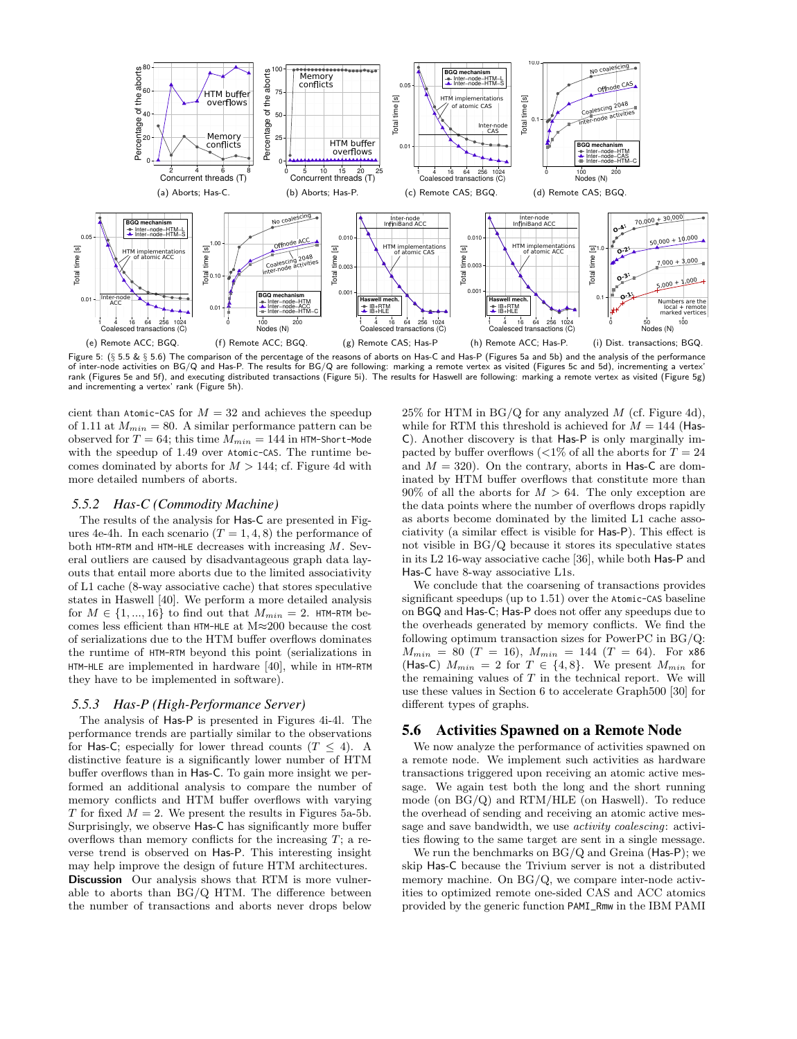Figure 5: (§ 5.5 & § 5.6) The comparison of the percentage of the reasons of aborts on Has-C and Has-P (Figures 5a and 5b) and the analysis of the performance of inter-node activities on BG/Q and Has-P. The results for BG/Q are following: marking a remote vertex as visited (Figures 5c and 5d), incrementing a vertex' rank (Figures 5e and 5f), and executing distributed transactions (Figure 5i). The results for Haswell are following: marking a remote vertex as visited (Figure 5g) and incrementing a vertex' rank (Figure 5h).

cient than `Atomic-CAS` for $M = 32$ and achieves the speedup of 1.11 at $M_{min} = 80$. A similar performance pattern can be observed for $T = 64$; this time $M_{min} = 144$ in `HTM-Short-Mode` with the speedup of 1.49 over `Atomic-CAS`. The runtime becomes dominated by aborts for $M > 144$; cf. Figure 4d with more detailed numbers of aborts.

### 5.5.2 Has-C (Commodity Machine)

The results of the analysis for Has-C are presented in Figures 4e-4h. In each scenario ($T = 1, 4, 8$) the performance of both `HTM-RTM` and `HTM-HLE` decreases with increasing $M$. Several outliers are caused by disadvantageous graph data layouts that entail more aborts due to the limited associativity of L1 cache (8-way associative cache) that stores speculative states in Haswell [40]. We perform a more detailed analysis for $M \in \{1, ..., 16\}$ to find out that $M_{min} = 2$. `HTM-RTM` becomes less efficient than `HTM-HLE` at M≈200 because the cost of serializations due to the HTM buffer overflows dominates the runtime of `HTM-RTM` beyond this point (serializations in `HTM-HLE` are implemented in hardware [40], while in `HTM-RTM` they have to be implemented in software).

### 5.5.3 Has-P (High-Performance Server)

The analysis of Has-P is presented in Figures 4i-4l. The performance trends are partially similar to the observations for Has-C; especially for lower thread counts ($T \leq 4$). A distinctive feature is a significantly lower number of HTM buffer overflows than in Has-C. To gain more insight we performed an additional analysis to compare the number of memory conflicts and HTM buffer overflows with varying $T$ for fixed $M = 2$. We present the results in Figures 5a-5b. Surprisingly, we observe Has-C has significantly more buffer overflows than memory conflicts for the increasing $T$; a reverse trend is observed on Has-P. This interesting insight may help improve the design of future HTM architectures.

**Discussion** Our analysis shows that RTM is more vulnerable to aborts than BG/Q HTM. The difference between the number of transactions and aborts never drops below 25% for HTM in BG/Q for any analyzed $M$ (cf. Figure 4d), while for RTM this threshold is achieved for $M = 144$ (Has-C). Another discovery is that Has-P is only marginally impacted by buffer overflows (<1% of all the aborts for $T = 24$ and $M = 320$). On the contrary, aborts in Has-C are dominated by HTM buffer overflows that constitute more than 90% of all the aborts for $M > 64$. The only exception are the data points where the number of overflows drops rapidly as aborts become dominated by the limited L1 cache associativity (a similar effect is visible for Has-P). This effect is not visible in BG/Q because it stores its speculative states in its L2 16-way associative cache [36], while both Has-P and Has-C have 8-way associative L1s.

We conclude that the coarsening of transactions provides significant speedups (up to 1.51) over the `Atomic-CAS` baseline on BGQ and Has-C; Has-P does not offer any speedups due to the overheads generated by memory conflicts. We find the following optimum transaction sizes for PowerPC in BG/Q: $M_{min} = 80$ ($T = 16$), $M_{min} = 144$ ($T = 64$). For x86 (Has-C) $M_{min} = 2$ for $T \in \{4, 8\}$. We present $M_{min}$ for the remaining values of $T$ in the technical report. We will use these values in Section 6 to accelerate Graph500 [30] for different types of graphs.

## 5.6 Activities Spawned on a Remote Node

We now analyze the performance of activities spawned on a remote node. We implement such activities as hardware transactions triggered upon receiving an atomic active message. We again test both the long and the short running mode (on BG/Q) and RTM/HLE (on Haswell). To reduce the overhead of sending and receiving an atomic active message and save bandwidth, we use *activity coalescing*: activities flowing to the same target are sent in a single message.

We run the benchmarks on BG/Q and Greina (Has-P); we skip Has-C because the Trivium server is not a distributed memory machine. On BG/Q, we compare inter-node activities to optimized remote one-sided CAS and ACC atomics provided by the generic function `PAMI_Rmw` in the IBM PAMI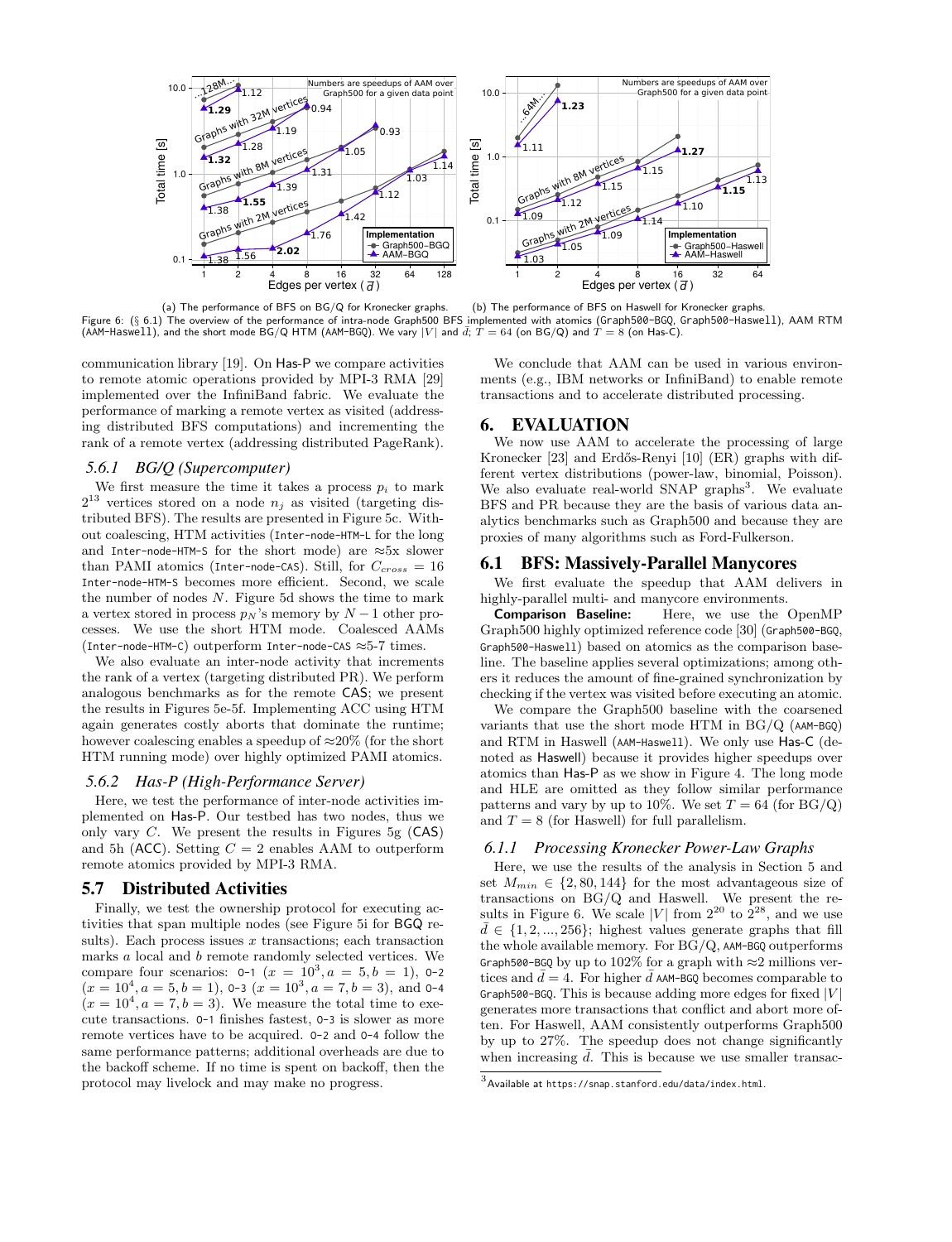(a) The performance of BFS on BG/Q for Kronecker graphs. (b) The performance of BFS on Haswell for Kronecker graphs.

Figure 6: (§ 6.1) The overview of the performance of intra-node Graph500 BFS implemented with atomics (Graph500-BGQ, Graph500-Haswell), AAM RTM (AAM-Haswell), and the short mode BG/Q HTM (AAM-BGQ). We vary $|V|$ and $\bar{d}$; $T = 64$ (on BG/Q) and $T = 8$ (on Has-C).

communication library [19]. On Has-P we compare activities to remote atomic operations provided by MPI-3 RMA [29] implemented over the InfiniBand fabric. We evaluate the performance of marking a remote vertex as visited (addressing distributed BFS computations) and incrementing the rank of a remote vertex (addressing distributed PageRank).

### 5.6.1 *BG/Q (Supercomputer)*

We first measure the time it takes a process $p_i$ to mark $2^{13}$ vertices stored on a node $n_j$ as visited (targeting distributed BFS). The results are presented in Figure 5c. Without coalescing, HTM activities (Inter-node-HTM-L for the long and Inter-node-HTM-S for the short mode) are ≈5x slower than PAMI atomics (Inter-node-CAS). Still, for $C_{cross} = 16$ Inter-node-HTM-S becomes more efficient. Second, we scale the number of nodes $N$. Figure 5d shows the time to mark a vertex stored in process $p_N$'s memory by $N - 1$ other processes. We use the short HTM mode. Coalesced AAMs (Inter-node-HTM-C) outperform Inter-node-CAS ≈5-7 times.

We also evaluate an inter-node activity that increments the rank of a vertex (targeting distributed PR). We perform analogous benchmarks as for the remote CAS; we present the results in Figures 5e-5f. Implementing ACC using HTM again generates costly aborts that dominate the runtime; however coalescing enables a speedup of ≈20% (for the short HTM running mode) over highly optimized PAMI atomics.

### 5.6.2 *Has-P (High-Performance Server)*

Here, we test the performance of inter-node activities implemented on Has-P. Our testbed has two nodes, thus we only vary $C$. We present the results in Figures 5g (CAS) and 5h (ACC). Setting $C = 2$ enables AAM to outperform remote atomics provided by MPI-3 RMA.

## 5.7 Distributed Activities

Finally, we test the ownership protocol for executing activities that span multiple nodes (see Figure 5i for BGQ results). Each process issues $x$ transactions; each transaction marks $a$ local and $b$ remote randomly selected vertices. We compare four scenarios: 0-1 ($x = 10^3, a = 5, b = 1$), 0-2 ($x = 10^4, a = 5, b = 1$), 0-3 ($x = 10^3, a = 7, b = 3$), and 0-4 ($x = 10^4, a = 7, b = 3$). We measure the total time to execute transactions. 0-1 finishes fastest, 0-3 is slower as more remote vertices have to be acquired. 0-2 and 0-4 follow the same performance patterns; additional overheads are due to the backoff scheme. If no time is spent on backoff, then the protocol may livelock and may make no progress.

We conclude that AAM can be used in various environments (e.g., IBM networks or InfiniBand) to enable remote transactions and to accelerate distributed processing.

# 6. EVALUATION

We now use AAM to accelerate the processing of large Kronecker [23] and Erdős-Renyi [10] (ER) graphs with different vertex distributions (power-law, binomial, Poisson). We also evaluate real-world SNAP graphs[3]. We evaluate BFS and PR because they are the basis of various data analytics benchmarks such as Graph500 and because they are proxies of many algorithms such as Ford-Fulkerson.

## 6.1 BFS: Massively-Parallel Manycores

We first evaluate the speedup that AAM delivers in highly-parallel multi- and manycore environments.

**Comparison Baseline:** Here, we use the OpenMP Graph500 highly optimized reference code [30] (Graph500-BGQ, Graph500-Haswell) based on atomics as the comparison baseline. The baseline applies several optimizations; among others it reduces the amount of fine-grained synchronization by checking if the vertex was visited before executing an atomic.

We compare the Graph500 baseline with the coarsened variants that use the short mode HTM in BG/Q (AAM-BGQ) and RTM in Haswell (AAM-Haswell). We only use Has-C (denoted as Haswell) because it provides higher speedups over atomics than Has-P as we show in Figure 4. The long mode and HLE are omitted as they follow similar performance patterns and vary by up to 10%. We set $T = 64$ (for BG/Q) and $T = 8$ (for Haswell) for full parallelism.

### 6.1.1 *Processing Kronecker Power-Law Graphs*

Here, we use the results of the analysis in Section 5 and set $M_{min} \in \{2, 80, 144\}$ for the most advantageous size of transactions on BG/Q and Haswell. We present the results in Figure 6. We scale $|V|$ from $2^{20}$ to $2^{28}$, and we use $\bar{d} \in \{1, 2, ..., 256\}$; highest values generate graphs that fill the whole available memory. For BG/Q, AAM-BGQ outperforms Graph500-BGQ by up to 102% for a graph with ≈2 millions vertices and $\bar{d} = 4$. For higher $\bar{d}$ AAM-BGQ becomes comparable to Graph500-BGQ. This is because adding more edges for fixed $|V|$ generates more transactions that conflict and abort more often. For Haswell, AAM consistently outperforms Graph500 by up to 27%. The speedup does not change significantly when increasing $\bar{d}$. This is because we use smaller transac-

[3] Available at https://snap.stanford.edu/data/index.html.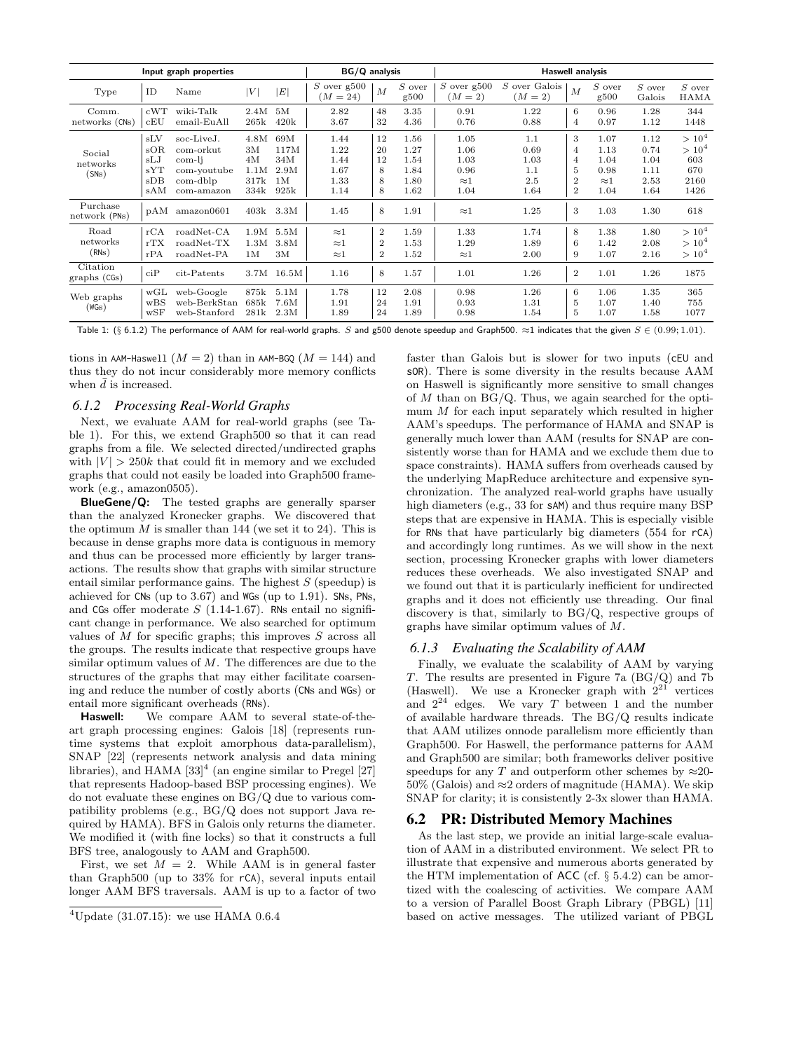| Input graph properties | | | | | BG/Q analysis | | | Haswell analysis | | | | | |
|---|---|---|---|---|---|---|---|---|---|---|---|---|---|
| Type | ID | Name | $\|V\|$ | $\|E\|$ | $S$ over g500 ($M = 24$) | $M$ | $S$ over g500 | $S$ over g500 ($M = 2$) | $S$ over Galois ($M = 2$) | $M$ | $S$ over g500 | $S$ over Galois | $S$ over HAMA |
| Comm. networks (CNs) | cWT | wiki-Talk | 2.4M | 5M | 2.82 | 48 | 3.35 | 0.91 | 1.22 | 6 | 0.96 | 1.28 | 344 |
| | cEU | email-EuAll | 265k | 420k | 3.67 | 32 | 4.36 | 0.76 | 0.88 | 4 | 0.97 | 1.12 | 1448 |
| Social networks (SNs) | sLV | soc-LiveJ. | 4.8M | 69M | 1.44 | 12 | 1.56 | 1.05 | 1.1 | 3 | 1.07 | 1.12 | $> 10^4$ |
| | sOR | com-orkut | 3M | 117M | 1.22 | 20 | 1.27 | 1.06 | 0.69 | 4 | 1.13 | 0.74 | $> 10^4$ |
| | sLJ | com-lj | 4M | 34M | 1.44 | 12 | 1.54 | 1.03 | 1.03 | 4 | 1.04 | 1.04 | 603 |
| | sYT | com-youtube | 1.1M | 2.9M | 1.67 | 8 | 1.84 | 0.96 | 1.1 | 5 | 0.98 | 1.11 | 670 |
| | sDB | com-dblp | 317k | 1M | 1.33 | 8 | 1.80 | $\approx 1$ | 2.5 | 2 | $\approx 1$ | 2.53 | 2160 |
| | sAM | com-amazon | 334k | 925k | 1.14 | 8 | 1.62 | 1.04 | 1.64 | 2 | 1.04 | 1.64 | 1426 |
| Purchase network (PNs) | pAM | amazon0601 | 403k | 3.3M | 1.45 | 8 | 1.91 | $\approx 1$ | 1.25 | 3 | 1.03 | 1.30 | 618 |
| Road networks (RNs) | rCA | roadNet-CA | 1.9M | 5.5M | $\approx 1$ | 2 | 1.59 | 1.33 | 1.74 | 8 | 1.38 | 1.80 | $> 10^4$ |
| | rTX | roadNet-TX | 1.3M | 3.8M | $\approx 1$ | 2 | 1.53 | 1.29 | 1.89 | 6 | 1.42 | 2.08 | $> 10^4$ |
| | rPA | roadNet-PA | 1M | 3M | $\approx 1$ | 2 | 1.52 | $\approx 1$ | 2.00 | 9 | 1.07 | 2.16 | $> 10^4$ |
| Citation graphs (CGs) | ciP | cit-Patents | 3.7M | 16.5M | 1.16 | 8 | 1.57 | 1.01 | 1.26 | 2 | 1.01 | 1.26 | 1875 |
| Web graphs (WGs) | wGL | web-Google | 875k | 5.1M | 1.78 | 12 | 2.08 | 0.98 | 1.26 | 6 | 1.06 | 1.35 | 365 |
| | wBS | web-BerkStan | 685k | 7.6M | 1.91 | 24 | 1.91 | 0.93 | 1.31 | 5 | 1.07 | 1.40 | 755 |
| | wSF | web-Stanford | 281k | 2.3M | 1.89 | 24 | 1.89 | 0.98 | 1.54 | 5 | 1.07 | 1.58 | 1077 |

Table 1: (§ 6.1.2) The performance of AAM for real-world graphs. $S$ and g500 denote speedup and Graph500. $\approx 1$ indicates that the given $S \in (0.99; 1.01)$.

tions in AAM-Haswell ($M = 2$) than in AAM-BGQ ($M = 144$) and thus they do not incur considerably more memory conflicts when $\bar{d}$ is increased.

### 6.1.2 Processing Real-World Graphs

Next, we evaluate AAM for real-world graphs (see Table 1). For this, we extend Graph500 so that it can read graphs from a file. We selected directed/undirected graphs with $|V| > 250k$ that could fit in memory and we excluded graphs that could not easily be loaded into Graph500 framework (e.g., amazon0505).

**BlueGene/Q:** The tested graphs are generally sparser than the analyzed Kronecker graphs. We discovered that the optimum $M$ is smaller than 144 (we set it to 24). This is because in dense graphs more data is contiguous in memory and thus can be processed more efficiently by larger transactions. The results show that graphs with similar structure entail similar performance gains. The highest $S$ (speedup) is achieved for CNs (up to 3.67) and WGs (up to 1.91). SNs, PNs, and CGs offer moderate $S$ (1.14-1.67). RNs entail no significant change in performance. We also searched for optimum values of $M$ for specific graphs; this improves $S$ across all the groups. The results indicate that respective groups have similar optimum values of $M$. The differences are due to the structures of the graphs that may either facilitate coarsening and reduce the number of costly aborts (CNs and WGs) or entail more significant overheads (RNs).

**Haswell:** We compare AAM to several state-of-the-art graph processing engines: Galois [18] (represents runtime systems that exploit amorphous data-parallelism), SNAP [22] (represents network analysis and data mining libraries), and HAMA [33][4] (an engine similar to Pregel [27] that represents Hadoop-based BSP processing engines). We do not evaluate these engines on BG/Q due to various compatibility problems (e.g., BG/Q does not support Java required by HAMA). BFS in Galois only returns the diameter. We modified it (with fine locks) so that it constructs a full BFS tree, analogously to AAM and Graph500.

First, we set $M = 2$. While AAM is in general faster than Graph500 (up to 33% for rCA), several inputs entail longer AAM BFS traversals. AAM is up to a factor of two faster than Galois but is slower for two inputs (cEU and sOR). There is some diversity in the results because AAM on Haswell is significantly more sensitive to small changes of $M$ than on BG/Q. Thus, we again searched for the optimum $M$ for each input separately which resulted in higher AAM's speedups. The performance of HAMA and SNAP is generally much lower than AAM (results for SNAP are consistently worse than for HAMA and we exclude them due to space constraints). HAMA suffers from overheads caused by the underlying MapReduce architecture and expensive synchronization. The analyzed real-world graphs have usually high diameters (e.g., 33 for sAM) and thus require many BSP steps that are expensive in HAMA. This is especially visible for RNs that have particularly big diameters (554 for rCA) and accordingly long runtimes. As we will show in the next section, processing Kronecker graphs with lower diameters reduces these overheads. We also investigated SNAP and we found out that it is particularly inefficient for undirected graphs and it does not efficiently use threading. Our final discovery is that, similarly to BG/Q, respective groups of graphs have similar optimum values of $M$.

### 6.1.3 Evaluating the Scalability of AAM

Finally, we evaluate the scalability of AAM by varying $T$. The results are presented in Figure 7a (BG/Q) and 7b (Haswell). We use a Kronecker graph with $2^{21}$ vertices and $2^{24}$ edges. We vary $T$ between 1 and the number of available hardware threads. The BG/Q results indicate that AAM utilizes onnode parallelism more efficiently than Graph500. For Haswell, the performance patterns for AAM and Graph500 are similar; both frameworks deliver positive speedups for any $T$ and outperform other schemes by $\approx$20-50% (Galois) and $\approx$2 orders of magnitude (HAMA). We skip SNAP for clarity; it is consistently 2-3x slower than HAMA.

## 6.2 PR: Distributed Memory Machines

As the last step, we provide an initial large-scale evaluation of AAM in a distributed environment. We select PR to illustrate that expensive and numerous aborts generated by the HTM implementation of ACC (cf. § 5.4.2) can be amortized with the coalescing of activities. We compare AAM to a version of Parallel Boost Graph Library (PBGL) [11] based on active messages. The utilized variant of PBGL

[4] Update (31.07.15): we use HAMA 0.6.4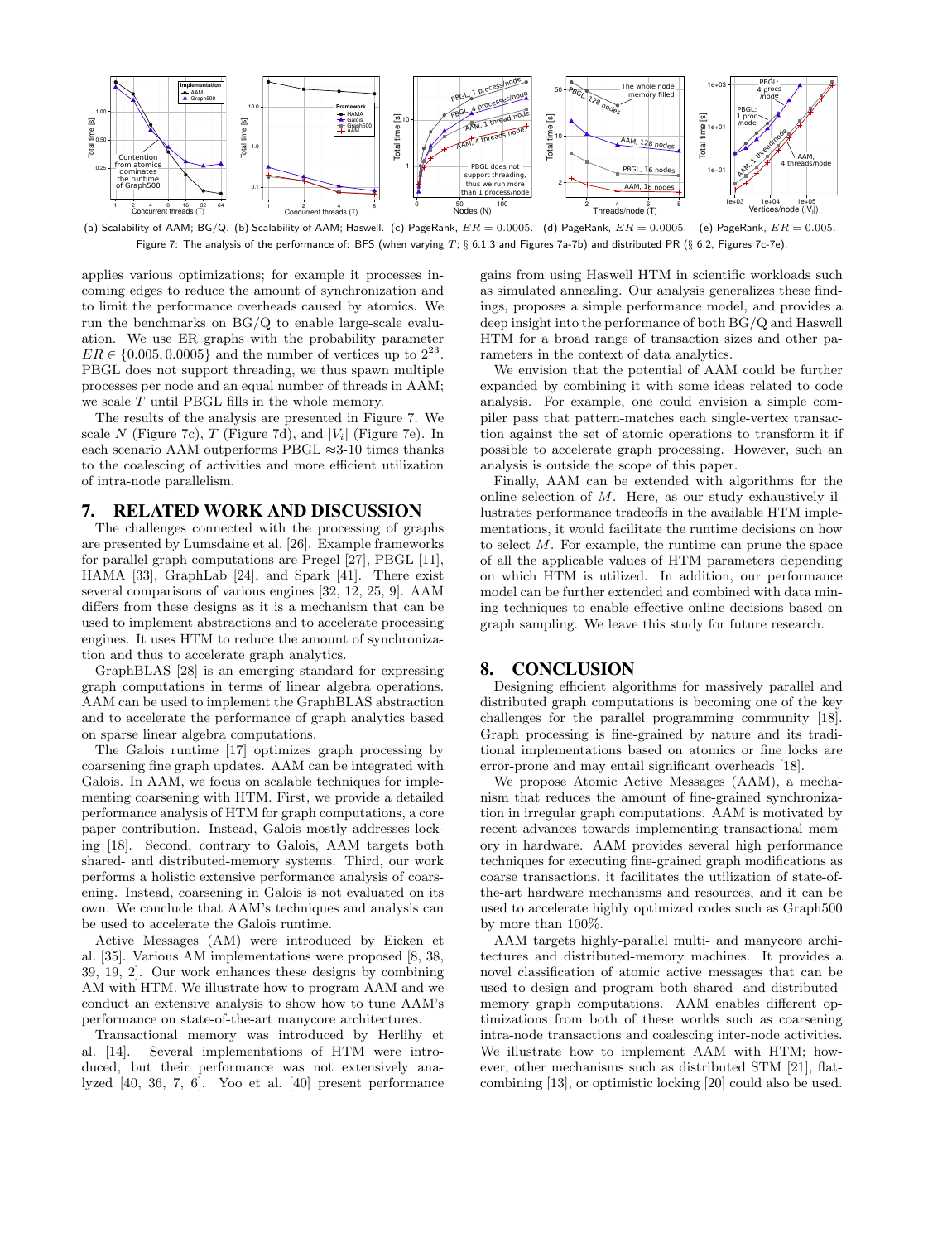(a) Scalability of AAM; BG/Q. (b) Scalability of AAM; Haswell. (c) PageRank, $ER = 0.0005$. (d) PageRank, $ER = 0.0005$. (e) PageRank, $ER = 0.005$.

Figure 7: The analysis of the performance of: BFS (when varying $T$; § 6.1.3 and Figures 7a-7b) and distributed PR (§ 6.2, Figures 7c-7e).

applies various optimizations; for example it processes incoming edges to reduce the amount of synchronization and to limit the performance overheads caused by atomics. We run the benchmarks on BG/Q to enable large-scale evaluation. We use ER graphs with the probability parameter $ER \in \{0.005, 0.0005\}$ and the number of vertices up to $2^{23}$. PBGL does not support threading, we thus spawn multiple processes per node and an equal number of threads in AAM; we scale $T$ until PBGL fills in the whole memory.

The results of the analysis are presented in Figure 7. We scale $N$ (Figure 7c), $T$ (Figure 7d), and $|V_i|$ (Figure 7e). In each scenario AAM outperforms PBGL ≈3-10 times thanks to the coalescing of activities and more efficient utilization of intra-node parallelism.

## 7. RELATED WORK AND DISCUSSION

The challenges connected with the processing of graphs are presented by Lumsdaine et al. [26]. Example frameworks for parallel graph computations are Pregel [27], PBGL [11], HAMA [33], GraphLab [24], and Spark [41]. There exist several comparisons of various engines [32, 12, 25, 9]. AAM differs from these designs as it is a mechanism that can be used to implement abstractions and to accelerate processing engines. It uses HTM to reduce the amount of synchronization and thus to accelerate graph analytics.

GraphBLAS [28] is an emerging standard for expressing graph computations in terms of linear algebra operations. AAM can be used to implement the GraphBLAS abstraction and to accelerate the performance of graph analytics based on sparse linear algebra computations.

The Galois runtime [17] optimizes graph processing by coarsening fine graph updates. AAM can be integrated with Galois. In AAM, we focus on scalable techniques for implementing coarsening with HTM. First, we provide a detailed performance analysis of HTM for graph computations, a core paper contribution. Instead, Galois mostly addresses locking [18]. Second, contrary to Galois, AAM targets both shared- and distributed-memory systems. Third, our work performs a holistic extensive performance analysis of coarsening. Instead, coarsening in Galois is not evaluated on its own. We conclude that AAM's techniques and analysis can be used to accelerate the Galois runtime.

Active Messages (AM) were introduced by Eicken et al. [35]. Various AM implementations were proposed [8, 38, 39, 19, 2]. Our work enhances these designs by combining AM with HTM. We illustrate how to program AAM and we conduct an extensive analysis to show how to tune AAM's performance on state-of-the-art manycore architectures.

Transactional memory was introduced by Herlihy et al. [14]. Several implementations of HTM were introduced, but their performance was not extensively analyzed [40, 36, 7, 6]. Yoo et al. [40] present performance gains from using Haswell HTM in scientific workloads such as simulated annealing. Our analysis generalizes these findings, proposes a simple performance model, and provides a deep insight into the performance of both BG/Q and Haswell HTM for a broad range of transaction sizes and other parameters in the context of data analytics.

We envision that the potential of AAM could be further expanded by combining it with some ideas related to code analysis. For example, one could envision a simple compiler pass that pattern-matches each single-vertex transaction against the set of atomic operations to transform it if possible to accelerate graph processing. However, such an analysis is outside the scope of this paper.

Finally, AAM can be extended with algorithms for the online selection of $M$. Here, as our study exhaustively illustrates performance tradeoffs in the available HTM implementations, it would facilitate the runtime decisions on how to select $M$. For example, the runtime can prune the space of all the applicable values of HTM parameters depending on which HTM is utilized. In addition, our performance model can be further extended and combined with data mining techniques to enable effective online decisions based on graph sampling. We leave this study for future research.

## 8. CONCLUSION

Designing efficient algorithms for massively parallel and distributed graph computations is becoming one of the key challenges for the parallel programming community [18]. Graph processing is fine-grained by nature and its traditional implementations based on atomics or fine locks are error-prone and may entail significant overheads [18].

We propose Atomic Active Messages (AAM), a mechanism that reduces the amount of fine-grained synchronization in irregular graph computations. AAM is motivated by recent advances towards implementing transactional memory in hardware. AAM provides several high performance techniques for executing fine-grained graph modifications as coarse transactions, it facilitates the utilization of state-of-the-art hardware mechanisms and resources, and it can be used to accelerate highly optimized codes such as Graph500 by more than 100%.

AAM targets highly-parallel multi- and manycore architectures and distributed-memory machines. It provides a novel classification of atomic active messages that can be used to design and program both shared- and distributed-memory graph computations. AAM enables different optimizations from both of these worlds such as coarsening intra-node transactions and coalescing inter-node activities. We illustrate how to implement AAM with HTM; however, other mechanisms such as distributed STM [21], flat-combining [13], or optimistic locking [20] could also be used.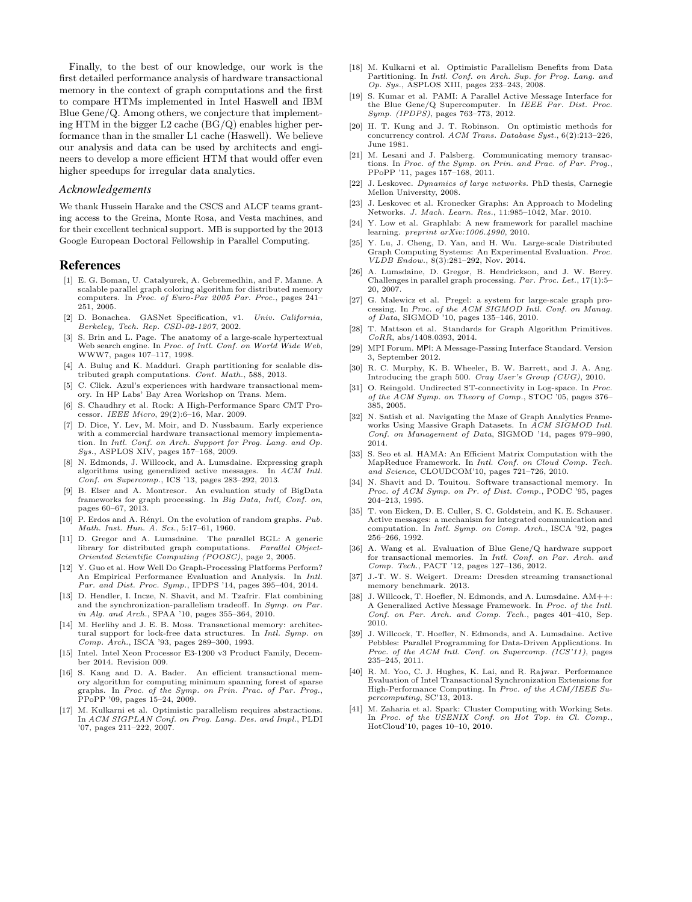Finally, to the best of our knowledge, our work is the first detailed performance analysis of hardware transactional memory in the context of graph computations and the first to compare HTMs implemented in Intel Haswell and IBM Blue Gene/Q. Among others, we conjecture that implementing HTM in the bigger L2 cache (BG/Q) enables higher performance than in the smaller L1 cache (Haswell). We believe our analysis and data can be used by architects and engineers to develop a more efficient HTM that would offer even higher speedups for irregular data analytics.

### Acknowledgements

We thank Hussein Harake and the CSCS and ALCF teams granting access to the Greina, Monte Rosa, and Vesta machines, and for their excellent technical support. MB is supported by the 2013 Google European Doctoral Fellowship in Parallel Computing.

## References

[1] E. G. Boman, U. Catalyurek, A. Gebremedhin, and F. Manne. A scalable parallel graph coloring algorithm for distributed memory computers. In *Proc. of Euro-Par 2005 Par. Proc.*, pages 241–251, 2005.

[2] D. Bonachea. GASNet Specification, v1. *Univ. California, Berkeley, Tech. Rep. CSD-02-1207*, 2002.

[3] S. Brin and L. Page. The anatomy of a large-scale hypertextual Web search engine. In *Proc. of Intl. Conf. on World Wide Web*, WWW7, pages 107–117, 1998.

[4] A. Buluç and K. Madduri. Graph partitioning for scalable distributed graph computations. *Cont. Math.*, 588, 2013.

[5] C. Click. Azul's experiences with hardware transactional memory. In HP Labs' Bay Area Workshop on Trans. Mem.

[6] S. Chaudhry et al. Rock: A High-Performance Sparc CMT Processor. *IEEE Micro*, 29(2):6–16, Mar. 2009.

[7] D. Dice, Y. Lev, M. Moir, and D. Nussbaum. Early experience with a commercial hardware transactional memory implementation. In *Intl. Conf. on Arch. Support for Prog. Lang. and Op. Sys.*, ASPLOS XIV, pages 157–168, 2009.

[8] N. Edmonds, J. Willcock, and A. Lumsdaine. Expressing graph algorithms using generalized active messages. In *ACM Intl. Conf. on Supercomp.*, ICS '13, pages 283–292, 2013.

[9] B. Elser and A. Montresor. An evaluation study of BigData frameworks for graph processing. In *Big Data, Intl, Conf. on*, pages 60–67, 2013.

[10] P. Erdos and A. Rényi. On the evolution of random graphs. *Pub. Math. Inst. Hun. A. Sci.*, 5:17–61, 1960.

[11] D. Gregor and A. Lumsdaine. The parallel BGL: A generic library for distributed graph computations. *Parallel Object-Oriented Scientific Computing (POOSC)*, page 2, 2005.

[12] Y. Guo et al. How Well Do Graph-Processing Platforms Perform? An Empirical Performance Evaluation and Analysis. In *Intl. Par. and Dist. Proc. Symp.*, IPDPS '14, pages 395–404, 2014.

[13] D. Hendler, I. Incze, N. Shavit, and M. Tzafrir. Flat combining and the synchronization-parallelism tradeoff. In *Symp. on Par. in Alg. and Arch.*, SPAA '10, pages 355–364, 2010.

[14] M. Herlihy and J. E. B. Moss. Transactional memory: architectural support for lock-free data structures. In *Intl. Symp. on Comp. Arch.*, ISCA '93, pages 289–300, 1993.

[15] Intel. Intel Xeon Processor E3-1200 v3 Product Family, December 2014. Revision 009.

[16] S. Kang and D. A. Bader. An efficient transactional memory algorithm for computing minimum spanning forest of sparse graphs. In *Proc. of the Symp. on Prin. Prac. of Par. Prog.*, PPoPP '09, pages 15–24, 2009.

[17] M. Kulkarni et al. Optimistic parallelism requires abstractions. In *ACM SIGPLAN Conf. on Prog. Lang. Des. and Impl.*, PLDI '07, pages 211–222, 2007.

[18] M. Kulkarni et al. Optimistic Parallelism Benefits from Data Partitioning. In *Intl. Conf. on Arch. Sup. for Prog. Lang. and Op. Sys.*, ASPLOS XIII, pages 233–243, 2008.

[19] S. Kumar et al. PAMI: A Parallel Active Message Interface for the Blue Gene/Q Supercomputer. In *IEEE Par. Dist. Proc. Symp. (IPDPS)*, pages 763–773, 2012.

[20] H. T. Kung and J. T. Robinson. On optimistic methods for concurrency control. *ACM Trans. Database Syst.*, 6(2):213–226, June 1981.

[21] M. Lesani and J. Palsberg. Communicating memory transactions. In *Proc. of the Symp. on Prin. and Prac. of Par. Prog.*, PPoPP '11, pages 157–168, 2011.

[22] J. Leskovec. *Dynamics of large networks*. PhD thesis, Carnegie Mellon University, 2008.

[23] J. Leskovec et al. Kronecker Graphs: An Approach to Modeling Networks. *J. Mach. Learn. Res.*, 11:985–1042, Mar. 2010.

[24] Y. Low et al. Graphlab: A new framework for parallel machine learning. *preprint arXiv:1006.4990*, 2010.

[25] Y. Lu, J. Cheng, D. Yan, and H. Wu. Large-scale Distributed Graph Computing Systems: An Experimental Evaluation. *Proc. VLDB Endow.*, 8(3):281–292, Nov. 2014.

[26] A. Lumsdaine, D. Gregor, B. Hendrickson, and J. W. Berry. Challenges in parallel graph processing. *Par. Proc. Let.*, 17(1):5–20, 2007.

[27] G. Malewicz et al. Pregel: a system for large-scale graph processing. In *Proc. of the ACM SIGMOD Intl. Conf. on Manag. of Data*, SIGMOD '10, pages 135–146, 2010.

[28] T. Mattson et al. Standards for Graph Algorithm Primitives. *CoRR*, abs/1408.0393, 2014.

[29] MPI Forum. MPI: A Message-Passing Interface Standard. Version 3, September 2012.

[30] R. C. Murphy, K. B. Wheeler, B. W. Barrett, and J. A. Ang. Introducing the graph 500. *Cray User's Group (CUG)*, 2010.

[31] O. Reingold. Undirected ST-connectivity in Log-space. In *Proc. of the ACM Symp. on Theory of Comp.*, STOC '05, pages 376–385, 2005.

[32] N. Satish et al. Navigating the Maze of Graph Analytics Frameworks Using Massive Graph Datasets. In *ACM SIGMOD Intl. Conf. on Management of Data*, SIGMOD '14, pages 979–990, 2014.

[33] S. Seo et al. HAMA: An Efficient Matrix Computation with the MapReduce Framework. In *Intl. Conf. on Cloud Comp. Tech. and Science*, CLOUDCOM'10, pages 721–726, 2010.

[34] N. Shavit and D. Touitou. Software transactional memory. In *Proc. of ACM Symp. on Pr. of Dist. Comp.*, PODC '95, pages 204–213, 1995.

[35] T. von Eicken, D. E. Culler, S. C. Goldstein, and K. E. Schauser. Active messages: a mechanism for integrated communication and computation. In *Intl. Symp. on Comp. Arch.*, ISCA '92, pages 256–266, 1992.

[36] A. Wang et al. Evaluation of Blue Gene/Q hardware support for transactional memories. In *Intl. Conf. on Par. Arch. and Comp. Tech.*, PACT '12, pages 127–136, 2012.

[37] J.-T. W. S. Weigert. Dream: Dresden streaming transactional memory benchmark. 2013.

[38] J. Willcock, T. Hoefler, N. Edmonds, and A. Lumsdaine. AM++: A Generalized Active Message Framework. In *Proc. of the Intl. Conf. on Par. Arch. and Comp. Tech.*, pages 401–410, Sep. 2010.

[39] J. Willcock, T. Hoefler, N. Edmonds, and A. Lumsdaine. Active Pebbles: Parallel Programming for Data-Driven Applications. In *Proc. of the ACM Intl. Conf. on Supercomp. (ICS'11)*, pages 235–245, 2011.

[40] R. M. Yoo, C. J. Hughes, K. Lai, and R. Rajwar. Performance Evaluation of Intel Transactional Synchronization Extensions for High-Performance Computing. In *Proc. of the ACM/IEEE Supercomputing*, SC'13, 2013.

[41] M. Zaharia et al. Spark: Cluster Computing with Working Sets. In *Proc. of the USENIX Conf. on Hot Top. in Cl. Comp.*, HotCloud'10, pages 10–10, 2010.